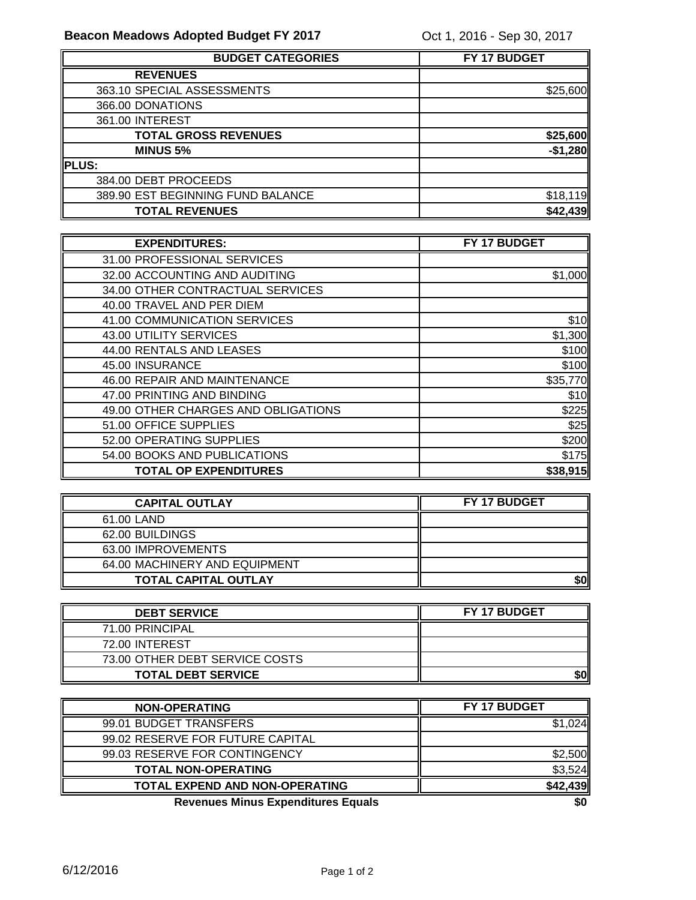## Beacon Meadows Adopted Budget FY 2017

Oct 1, 2016 - Sep 30, 2017

| BUDGET CATEGORIES | FY 17 BUDGET |
|---|---|
| **REVENUES** | |
| 363.10 SPECIAL ASSESSMENTS | $25,600 |
| 366.00 DONATIONS | |
| 361.00 INTEREST | |
| **TOTAL GROSS REVENUES** | **$25,600** |
| **MINUS 5%** | **-$1,280** |
| **PLUS:** | |
| 384.00 DEBT PROCEEDS | |
| 389.90 EST BEGINNING FUND BALANCE | $18,119 |
| **TOTAL REVENUES** | **$42,439** |

| EXPENDITURES: | FY 17 BUDGET |
|---|---|
| 31.00 PROFESSIONAL SERVICES | |
| 32.00 ACCOUNTING AND AUDITING | $1,000 |
| 34.00 OTHER CONTRACTUAL SERVICES | |
| 40.00 TRAVEL AND PER DIEM | |
| 41.00 COMMUNICATION SERVICES | $10 |
| 43.00 UTILITY SERVICES | $1,300 |
| 44.00 RENTALS AND LEASES | $100 |
| 45.00 INSURANCE | $100 |
| 46.00 REPAIR AND MAINTENANCE | $35,770 |
| 47.00 PRINTING AND BINDING | $10 |
| 49.00 OTHER CHARGES AND OBLIGATIONS | $225 |
| 51.00 OFFICE SUPPLIES | $25 |
| 52.00 OPERATING SUPPLIES | $200 |
| 54.00 BOOKS AND PUBLICATIONS | $175 |
| **TOTAL OP EXPENDITURES** | **$38,915** |

| CAPITAL OUTLAY | FY 17 BUDGET |
|---|---|
| 61.00 LAND | |
| 62.00 BUILDINGS | |
| 63.00 IMPROVEMENTS | |
| 64.00 MACHINERY AND EQUIPMENT | |
| **TOTAL CAPITAL OUTLAY** | **$0** |

| DEBT SERVICE | FY 17 BUDGET |
|---|---|
| 71.00 PRINCIPAL | |
| 72.00 INTEREST | |
| 73.00 OTHER DEBT SERVICE COSTS | |
| **TOTAL DEBT SERVICE** | **$0** |

| NON-OPERATING | FY 17 BUDGET |
|---|---|
| 99.01 BUDGET TRANSFERS | $1,024 |
| 99.02 RESERVE FOR FUTURE CAPITAL | |
| 99.03 RESERVE FOR CONTINGENCY | $2,500 |
| **TOTAL NON-OPERATING** | $3,524 |
| **TOTAL EXPEND AND NON-OPERATING** | **$42,439** |
| **Revenues Minus Expenditures Equals** | **$0** |

6/12/2016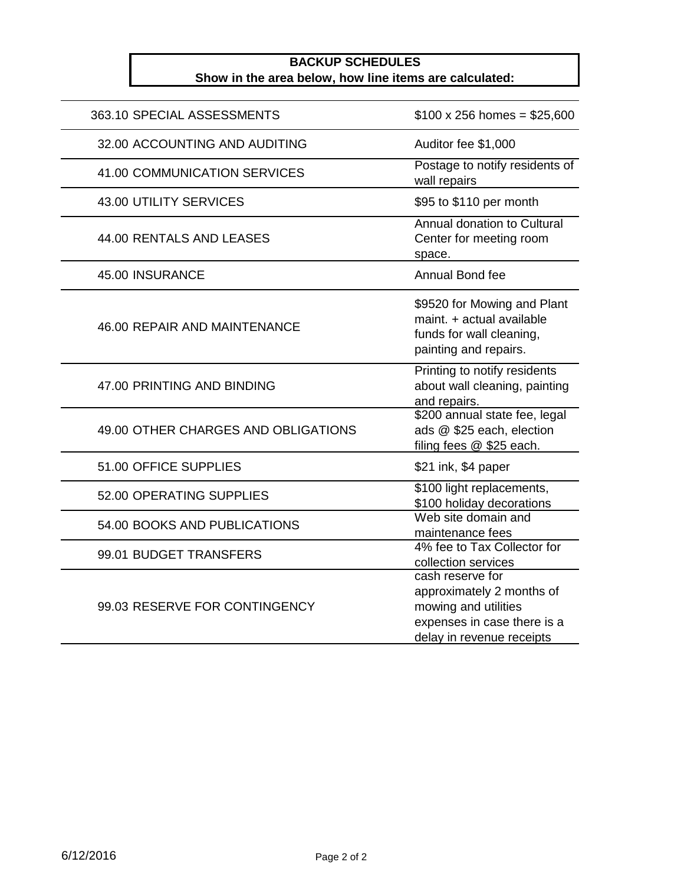**BACKUP SCHEDULES**
**Show in the area below, how line items are calculated:**

| | |
|---|---|
| 363.10 SPECIAL ASSESSMENTS | $100 x 256 homes = $25,600 |
| 32.00 ACCOUNTING AND AUDITING | Auditor fee $1,000 |
| 41.00 COMMUNICATION SERVICES | Postage to notify residents of wall repairs |
| 43.00 UTILITY SERVICES | $95 to $110 per month |
| 44.00 RENTALS AND LEASES | Annual donation to Cultural Center for meeting room space. |
| 45.00 INSURANCE | Annual Bond fee |
| 46.00 REPAIR AND MAINTENANCE | $9520 for Mowing and Plant maint. + actual available funds for wall cleaning, painting and repairs. |
| 47.00 PRINTING AND BINDING | Printing to notify residents about wall cleaning, painting and repairs. |
| 49.00 OTHER CHARGES AND OBLIGATIONS | $200 annual state fee, legal ads @ $25 each, election filing fees @ $25 each. |
| 51.00 OFFICE SUPPLIES | $21 ink, $4 paper |
| 52.00 OPERATING SUPPLIES | $100 light replacements, $100 holiday decorations |
| 54.00 BOOKS AND PUBLICATIONS | Web site domain and maintenance fees |
| 99.01 BUDGET TRANSFERS | 4% fee to Tax Collector for collection services |
| 99.03 RESERVE FOR CONTINGENCY | cash reserve for approximately 2 months of mowing and utilities expenses in case there is a delay in revenue receipts |

6/12/2016